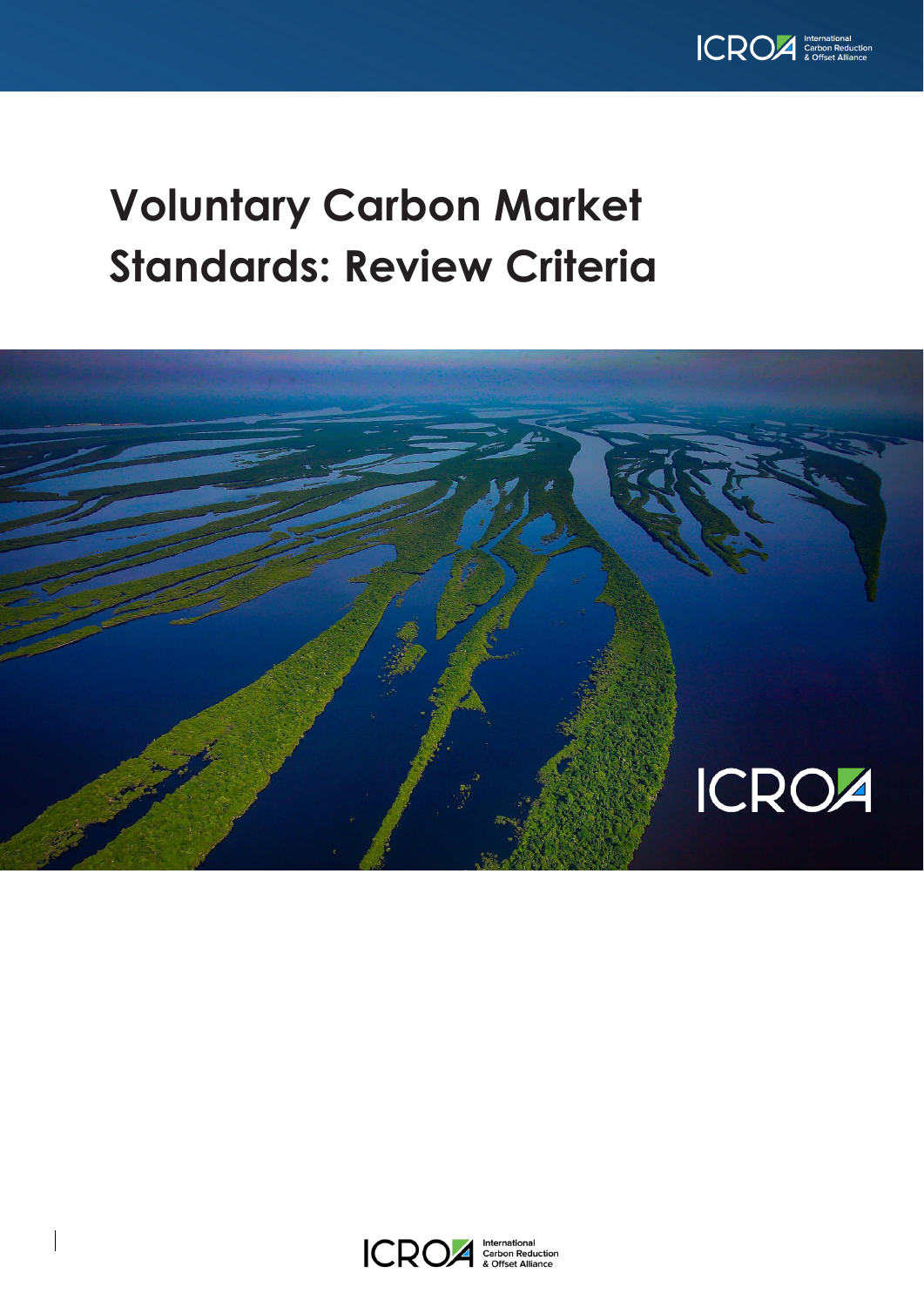# Voluntary Carbon Market Standards: Review Criteria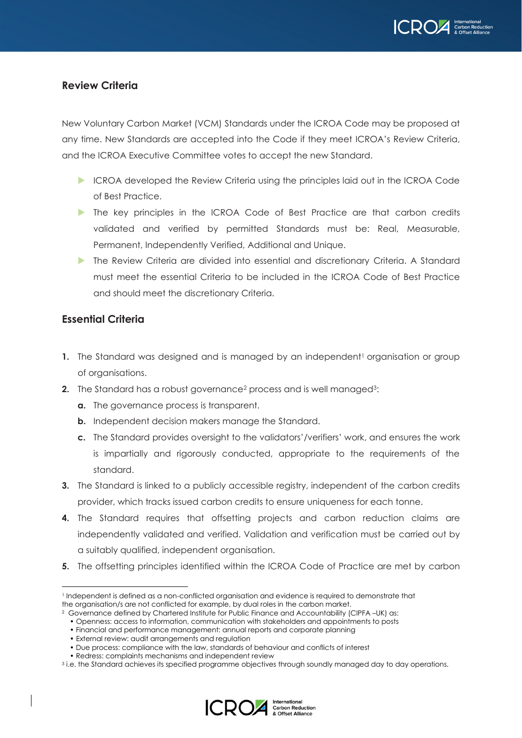## Review Criteria

New Voluntary Carbon Market (VCM) Standards under the ICROA Code may be proposed at any time. New Standards are accepted into the Code if they meet ICROA's Review Criteria, and the ICROA Executive Committee votes to accept the new Standard.

- ICROA developed the Review Criteria using the principles laid out in the ICROA Code of Best Practice.
- The key principles in the ICROA Code of Best Practice are that carbon credits validated and verified by permitted Standards must be: Real, Measurable, Permanent, Independently Verified, Additional and Unique.
- The Review Criteria are divided into essential and discretionary Criteria. A Standard must meet the essential Criteria to be included in the ICROA Code of Best Practice and should meet the discretionary Criteria.

## Essential Criteria

1. The Standard was designed and is managed by an independent[1] organisation or group of organisations.
2. The Standard has a robust governance[2] process and is well managed[3]:
   a. The governance process is transparent.
   b. Independent decision makers manage the Standard.
   c. The Standard provides oversight to the validators'/verifiers' work, and ensures the work is impartially and rigorously conducted, appropriate to the requirements of the standard.
3. The Standard is linked to a publicly accessible registry, independent of the carbon credits provider, which tracks issued carbon credits to ensure uniqueness for each tonne.
4. The Standard requires that offsetting projects and carbon reduction claims are independently validated and verified. Validation and verification must be carried out by a suitably qualified, independent organisation.
5. The offsetting principles identified within the ICROA Code of Practice are met by carbon

---

[1] Independent is defined as a non-conflicted organisation and evidence is required to demonstrate that the organisation/s are not conflicted for example, by dual roles in the carbon market.

[2] Governance defined by Chartered Institute for Public Finance and Accountability (CIPFA –UK) as:
- Openness: access to information, communication with stakeholders and appointments to posts
- Financial and performance management: annual reports and corporate planning
- External review: audit arrangements and regulation
- Due process: compliance with the law, standards of behaviour and conflicts of interest
- Redress: complaints mechanisms and independent review

[3] i.e. the Standard achieves its specified programme objectives through soundly managed day to day operations.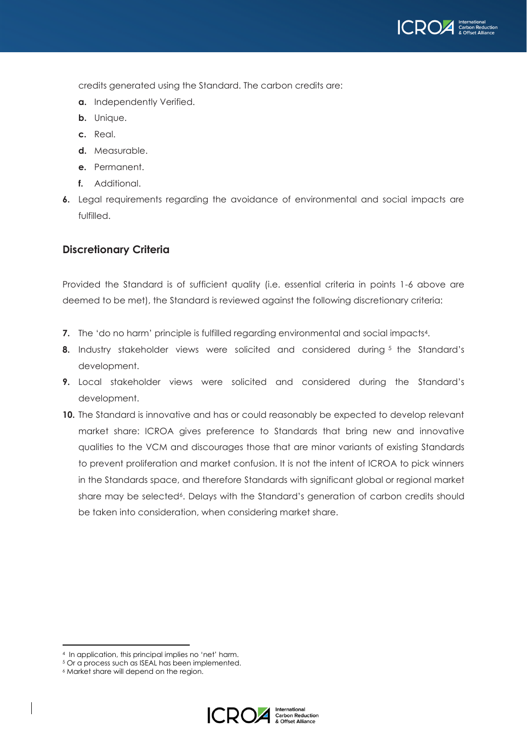credits generated using the Standard. The carbon credits are:

a. Independently Verified.
b. Unique.
c. Real.
d. Measurable.
e. Permanent.
f. Additional.

6. Legal requirements regarding the avoidance of environmental and social impacts are fulfilled.

## Discretionary Criteria

Provided the Standard is of sufficient quality (i.e. essential criteria in points 1-6 above are deemed to be met), the Standard is reviewed against the following discretionary criteria:

7. The 'do no harm' principle is fulfilled regarding environmental and social impacts[4].
8. Industry stakeholder views were solicited and considered during [5] the Standard's development.
9. Local stakeholder views were solicited and considered during the Standard's development.
10. The Standard is innovative and has or could reasonably be expected to develop relevant market share: ICROA gives preference to Standards that bring new and innovative qualities to the VCM and discourages those that are minor variants of existing Standards to prevent proliferation and market confusion. It is not the intent of ICROA to pick winners in the Standards space, and therefore Standards with significant global or regional market share may be selected[6]. Delays with the Standard's generation of carbon credits should be taken into consideration, when considering market share.

---

[4] In application, this principal implies no 'net' harm.
[5] Or a process such as ISEAL has been implemented.
[6] Market share will depend on the region.